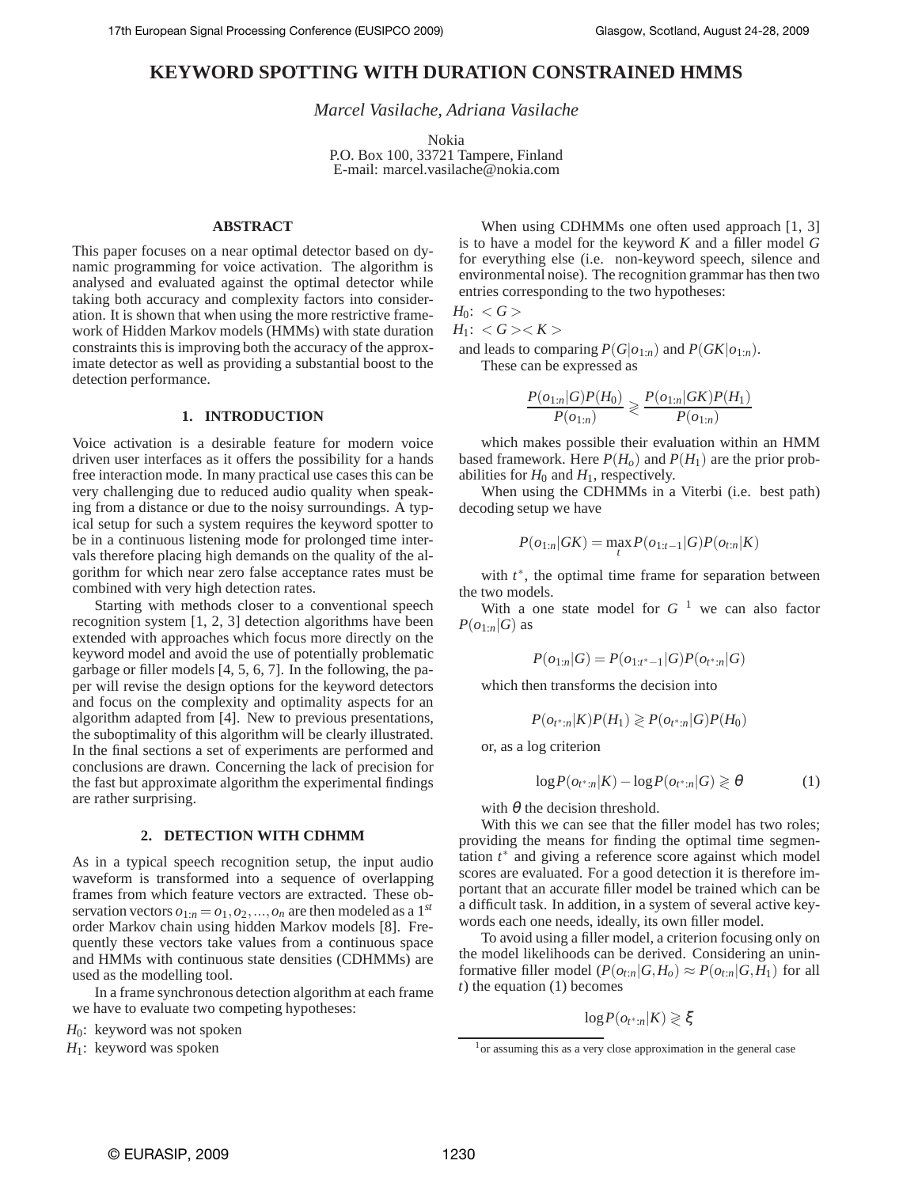# KEYWORD SPOTTING WITH DURATION CONSTRAINED HMMS

*Marcel Vasilache, Adriana Vasilache*

Nokia
P.O. Box 100, 33721 Tampere, Finland
E-mail: marcel.vasilache@nokia.com

### ABSTRACT

This paper focuses on a near optimal detector based on dynamic programming for voice activation. The algorithm is analysed and evaluated against the optimal detector while taking both accuracy and complexity factors into consideration. It is shown that when using the more restrictive framework of Hidden Markov models (HMMs) with state duration constraints this is improving both the accuracy of the approximate detector as well as providing a substantial boost to the detection performance.

## 1. INTRODUCTION

Voice activation is a desirable feature for modern voice driven user interfaces as it offers the possibility for a hands free interaction mode. In many practical use cases this can be very challenging due to reduced audio quality when speaking from a distance or due to the noisy surroundings. A typical setup for such a system requires the keyword spotter to be in a continuous listening mode for prolonged time intervals therefore placing high demands on the quality of the algorithm for which near zero false acceptance rates must be combined with very high detection rates.

Starting with methods closer to a conventional speech recognition system [1, 2, 3] detection algorithms have been extended with approaches which focus more directly on the keyword model and avoid the use of potentially problematic garbage or filler models [4, 5, 6, 7]. In the following, the paper will revise the design options for the keyword detectors and focus on the complexity and optimality aspects for an algorithm adapted from [4]. New to previous presentations, the suboptimality of this algorithm will be clearly illustrated. In the final sections a set of experiments are performed and conclusions are drawn. Concerning the lack of precision for the fast but approximate algorithm the experimental findings are rather surprising.

## 2. DETECTION WITH CDHMM

As in a typical speech recognition setup, the input audio waveform is transformed into a sequence of overlapping frames from which feature vectors are extracted. These observation vectors $o_{1:n} = o_1, o_2, \ldots, o_n$ are then modeled as a $1^{st}$ order Markov chain using hidden Markov models [8]. Frequently these vectors take values from a continuous space and HMMs with continuous state densities (CDHMMs) are used as the modelling tool.

In a frame synchronous detection algorithm at each frame we have to evaluate two competing hypotheses:

$H_0$: keyword was not spoken
$H_1$: keyword was spoken

When using CDHMMs one often used approach [1, 3] is to have a model for the keyword $K$ and a filler model $G$ for everything else (i.e. non-keyword speech, silence and environmental noise). The recognition grammar has then two entries corresponding to the two hypotheses:

$H_0$: $< G >$
$H_1$: $< G >< K >$

and leads to comparing $P(G|o_{1:n})$ and $P(GK|o_{1:n})$.

These can be expressed as

$$\frac{P(o_{1:n}|G)P(H_0)}{P(o_{1:n})} \gtrless \frac{P(o_{1:n}|GK)P(H_1)}{P(o_{1:n})}$$

which makes possible their evaluation within an HMM based framework. Here $P(H_o)$ and $P(H_1)$ are the prior probabilities for $H_0$ and $H_1$, respectively.

When using the CDHMMs in a Viterbi (i.e. best path) decoding setup we have

$$P(o_{1:n}|GK) = \max_t P(o_{1:t-1}|G)P(o_{t:n}|K)$$

with $t^*$, the optimal time frame for separation between the two models.

With a one state model for $G$ [1] we can also factor $P(o_{1:n}|G)$ as

$$P(o_{1:n}|G) = P(o_{1:t^*-1}|G)P(o_{t^*:n}|G)$$

which then transforms the decision into

$$P(o_{t^*:n}|K)P(H_1) \gtrless P(o_{t^*:n}|G)P(H_0)$$

or, as a log criterion

$$\log P(o_{t^*:n}|K) - \log P(o_{t^*:n}|G) \gtrless \theta \qquad (1)$$

with $\theta$ the decision threshold.

With this we can see that the filler model has two roles; providing the means for finding the optimal time segmentation $t^*$ and giving a reference score against which model scores are evaluated. For a good detection it is therefore important that an accurate filler model be trained which can be a difficult task. In addition, in a system of several active keywords each one needs, ideally, its own filler model.

To avoid using a filler model, a criterion focusing only on the model likelihoods can be derived. Considering an uninformative filler model ($P(o_{t:n}|G, H_o) \approx P(o_{t:n}|G, H_1)$ for all $t$) the equation (1) becomes

$$\log P(o_{t^*:n}|K) \gtrless \xi$$

[1] or assuming this as a very close approximation in the general case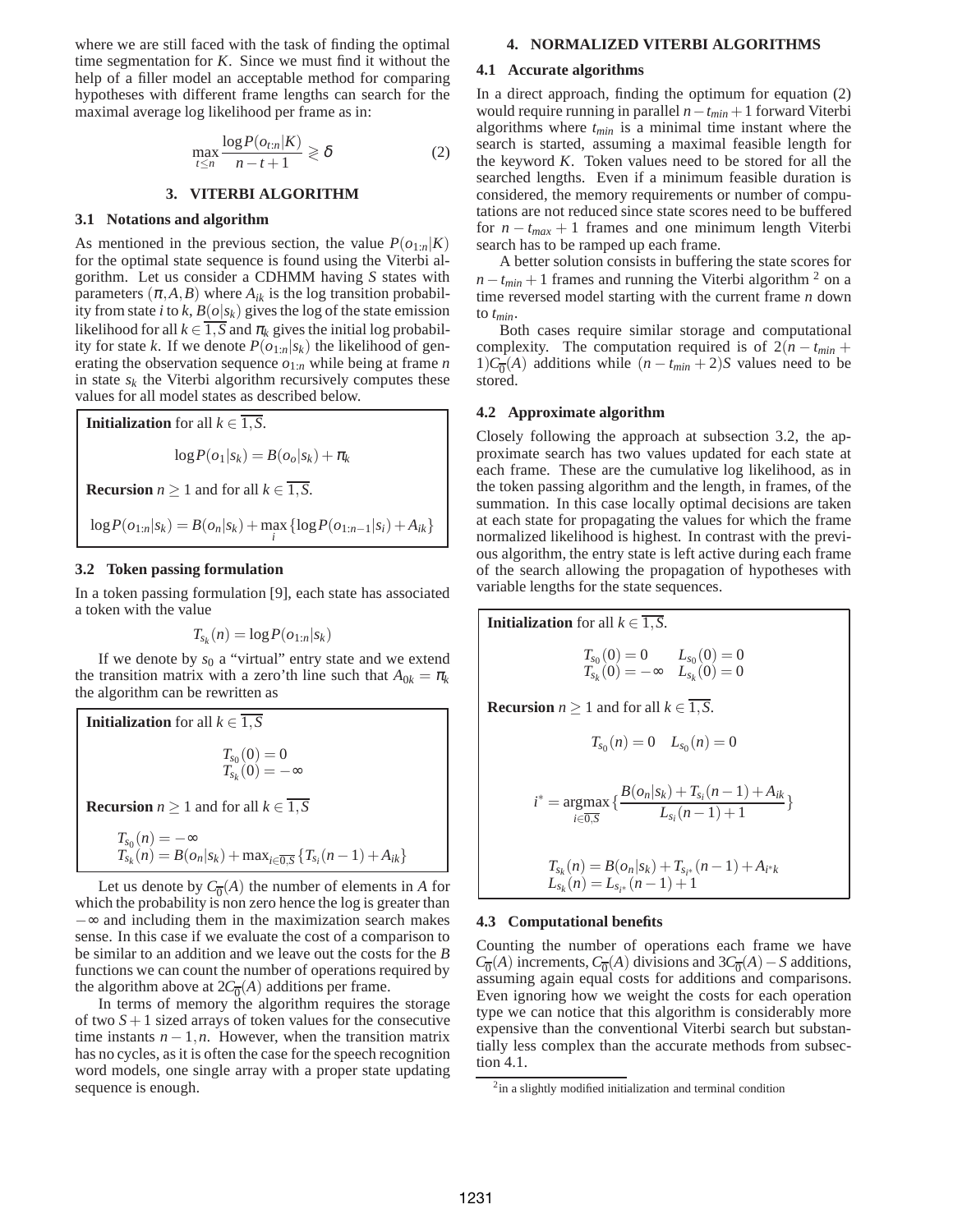where we are still faced with the task of finding the optimal time segmentation for $K$. Since we must find it without the help of a filler model an acceptable method for comparing hypotheses with different frame lengths can search for the maximal average log likelihood per frame as in:

$$\max_{t \leq n} \frac{\log P(o_{t:n}|K)}{n-t+1} \gtrless \delta \tag{2}$$

## 3. VITERBI ALGORITHM

### 3.1 Notations and algorithm

As mentioned in the previous section, the value $P(o_{1:n}|K)$ for the optimal state sequence is found using the Viterbi algorithm. Let us consider a CDHMM having $S$ states with parameters $(\pi, A, B)$ where $A_{ik}$ is the log transition probability from state $i$ to $k$, $B(o|s_k)$ gives the log of the state emission likelihood for all $k \in \overline{1,S}$ and $\pi_k$ gives the initial log probability for state $k$. If we denote $P(o_{1:n}|s_k)$ the likelihood of generating the observation sequence $o_{1:n}$ while being at frame $n$ in state $s_k$ the Viterbi algorithm recursively computes these values for all model states as described below.

**Initialization** for all $k \in \overline{1,S}$.

$$\log P(o_1|s_k) = B(o_o|s_k) + \pi_k$$

**Recursion** $n \geq 1$ and for all $k \in \overline{1,S}$.

$$\log P(o_{1:n}|s_k) = B(o_n|s_k) + \max_i \{\log P(o_{1:n-1}|s_i) + A_{ik}\}$$

### 3.2 Token passing formulation

In a token passing formulation [9], each state has associated a token with the value

$$T_{s_k}(n) = \log P(o_{1:n}|s_k)$$

If we denote by $s_0$ a "virtual" entry state and we extend the transition matrix with a zero'th line such that $A_{0k} = \pi_k$ the algorithm can be rewritten as

**Initialization** for all $k \in \overline{1,S}$

$$T_{s_0}(0) = 0$$
$$T_{s_k}(0) = -\infty$$

**Recursion** $n \geq 1$ and for all $k \in \overline{1,S}$

$$T_{s_0}(n) = -\infty$$
$$T_{s_k}(n) = B(o_n|s_k) + \max_{i \in \overline{0,S}} \{T_{s_i}(n-1) + A_{ik}\}$$

Let us denote by $C_{\overline{0}}(A)$ the number of elements in $A$ for which the probability is non zero hence the log is greater than $-\infty$ and including them in the maximization search makes sense. In this case if we evaluate the cost of a comparison to be similar to an addition and we leave out the costs for the $B$ functions we can count the number of operations required by the algorithm above at $2C_{\overline{0}}(A)$ additions per frame.

In terms of memory the algorithm requires the storage of two $S+1$ sized arrays of token values for the consecutive time instants $n-1, n$. However, when the transition matrix has no cycles, as it is often the case for the speech recognition word models, one single array with a proper state updating sequence is enough.

## 4. NORMALIZED VITERBI ALGORITHMS

### 4.1 Accurate algorithms

In a direct approach, finding the optimum for equation (2) would require running in parallel $n - t_{min} + 1$ forward Viterbi algorithms where $t_{min}$ is a minimal time instant where the search is started, assuming a maximal feasible length for the keyword $K$. Token values need to be stored for all the searched lengths. Even if a minimum feasible duration is considered, the memory requirements or number of computations are not reduced since state scores need to be buffered for $n - t_{max} + 1$ frames and one minimum length Viterbi search has to be ramped up each frame.

A better solution consists in buffering the state scores for $n - t_{min} + 1$ frames and running the Viterbi algorithm [2] on a time reversed model starting with the current frame $n$ down to $t_{min}$.

Both cases require similar storage and computational complexity. The computation required is of $2(n - t_{min} + 1)C_{\overline{0}}(A)$ additions while $(n - t_{min} + 2)S$ values need to be stored.

### 4.2 Approximate algorithm

Closely following the approach at subsection 3.2, the approximate search has two values updated for each state at each frame. These are the cumulative log likelihood, as in the token passing algorithm and the length, in frames, of the summation. In this case locally optimal decisions are taken at each state for propagating the values for which the frame normalized likelihood is highest. In contrast with the previous algorithm, the entry state is left active during each frame of the search allowing the propagation of hypotheses with variable lengths for the state sequences.

**Initialization** for all $k \in \overline{1,S}$.

$$T_{s_0}(0) = 0 \qquad L_{s_0}(0) = 0$$
$$T_{s_k}(0) = -\infty \quad L_{s_k}(0) = 0$$

**Recursion** $n \geq 1$ and for all $k \in \overline{1,S}$.

$$T_{s_0}(n) = 0 \quad L_{s_0}(n) = 0$$

$$i^* = \operatorname*{argmax}_{i \in \overline{0,S}} \{\frac{B(o_n|s_k) + T_{s_i}(n-1) + A_{ik}}{L_{s_i}(n-1) + 1}\}$$

$$T_{s_k}(n) = B(o_n|s_k) + T_{s_{i^*}}(n-1) + A_{i^*k}$$
$$L_{s_k}(n) = L_{s_{i^*}}(n-1) + 1$$

### 4.3 Computational benefits

Counting the number of operations each frame we have $C_{\overline{0}}(A)$ increments, $C_{\overline{0}}(A)$ divisions and $3C_{\overline{0}}(A) - S$ additions, assuming again equal costs for additions and comparisons. Even ignoring how we weight the costs for each operation type we can notice that this algorithm is considerably more expensive than the conventional Viterbi search but substantially less complex than the accurate methods from subsection 4.1.

[2] in a slightly modified initialization and terminal condition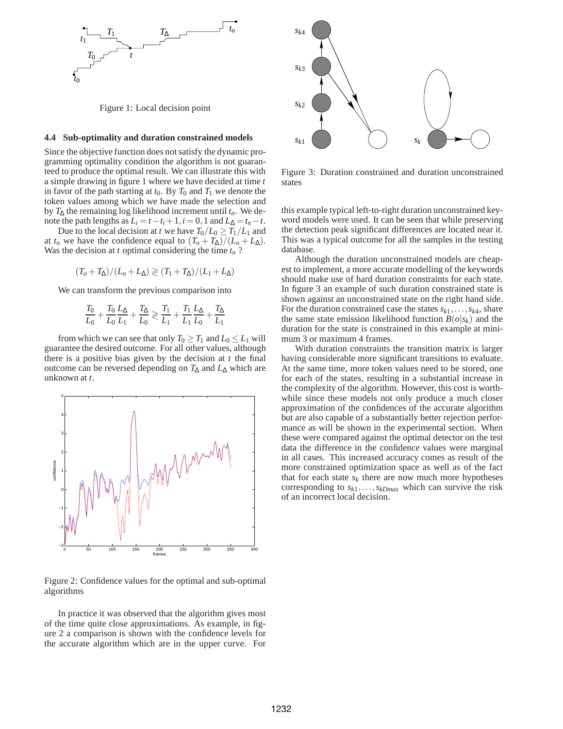Figure 1: Local decision point

### 4.4 Sub-optimality and duration constrained models

Since the objective function does not satisfy the dynamic programming optimality condition the algorithm is not guaranteed to produce the optimal result. We can illustrate this with a simple drawing in figure 1 where we have decided at time $t$ in favor of the path starting at $t_0$. By $T_0$ and $T_1$ we denote the token values among which we have made the selection and by $T_\Delta$ the remaining log likelihood increment until $t_n$. We denote the path lengths as $L_i = t - t_i + 1, i = 0, 1$ and $L_\Delta = t_n - t$.

Due to the local decision at $t$ we have $T_0/L_0 \geq T_1/L_1$ and at $t_n$ we have the confidence equal to $(T_o + T_\Delta)/(L_o + L_\Delta)$. Was the decision at $t$ optimal considering the time $t_n$ ?

$$(T_o + T_\Delta)/(L_o + L_\Delta) \gtrless (T_1 + T_\Delta)/(L_1 + L_\Delta)$$

We can transform the previous comparison into

$$\frac{T_0}{L_0} + \frac{T_0}{L_0}\frac{L_\Delta}{L_1} + \frac{T_\Delta}{L_0} \gtrless \frac{T_1}{L_1} + \frac{T_1}{L_1}\frac{L_\Delta}{L_0} + \frac{T_\Delta}{L_1}$$

from which we can see that only $T_0 \geq T_1$ and $L_0 \leq L_1$ will guarantee the desired outcome. For all other values, although there is a positive bias given by the decision at $t$ the final outcome can be reversed depending on $T_\Delta$ and $L_\Delta$ which are unknown at $t$.

Figure 2: Confidence values for the optimal and sub-optimal algorithms

In practice it was observed that the algorithm gives most of the time quite close approximations. As example, in figure 2 a comparison is shown with the confidence levels for the accurate algorithm which are in the upper curve. For this example typical left-to-right duration unconstrained keyword models were used. It can be seen that while preserving the detection peak significant differences are located near it. This was a typical outcome for all the samples in the testing database.

Figure 3: Duration constrained and duration unconstrained states

Although the duration unconstrained models are cheapest to implement, a more accurate modelling of the keywords should make use of hard duration constraints for each state. In figure 3 an example of such duration constrained state is shown against an unconstrained state on the right hand side. For the duration constrained case the states $s_{k1}, \ldots, s_{k4}$, share the same state emission likelihood function $B(o|s_k)$ and the duration for the state is constrained in this example at minimum 3 or maximum 4 frames.

With duration constraints the transition matrix is larger having considerable more significant transitions to evaluate. At the same time, more token values need to be stored, one for each of the states, resulting in a substantial increase in the complexity of the algorithm. However, this cost is worthwhile since these models not only produce a much closer approximation of the confidences of the accurate algorithm but are also capable of a substantially better rejection performance as will be shown in the experimental section. When these were compared against the optimal detector on the test data the difference in the confidence values were marginal in all cases. This increased accuracy comes as result of the more constrained optimization space as well as of the fact that for each state $s_k$ there are now much more hypotheses corresponding to $s_{k1}, \ldots, s_{kDmax}$ which can survive the risk of an incorrect local decision.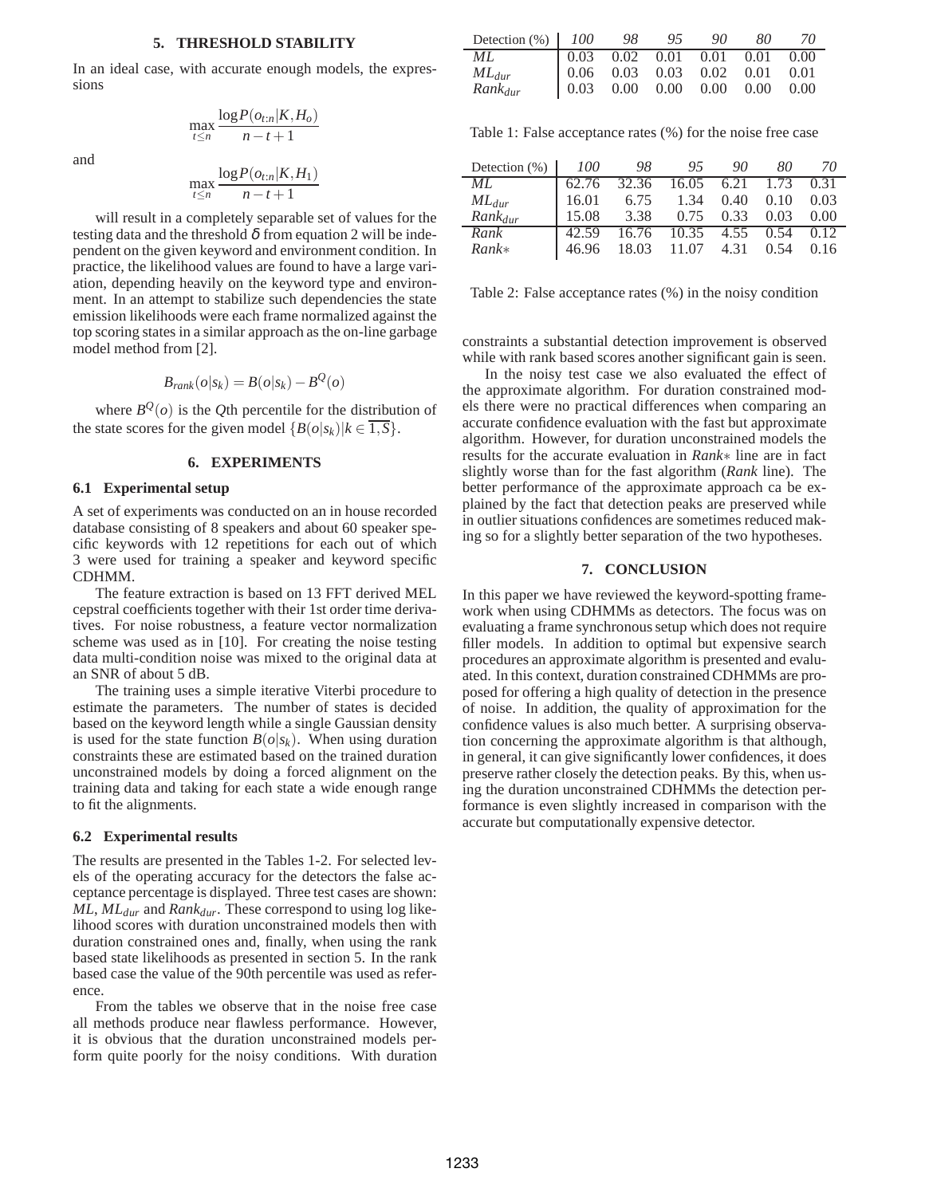## 5. THRESHOLD STABILITY

In an ideal case, with accurate enough models, the expressions

$$\max_{t \leq n} \frac{\log P(o_{t:n}|K, H_o)}{n - t + 1}$$

and

$$\max_{t \leq n} \frac{\log P(o_{t:n}|K, H_1)}{n - t + 1}$$

will result in a completely separable set of values for the testing data and the threshold $\delta$ from equation 2 will be independent on the given keyword and environment condition. In practice, the likelihood values are found to have a large variation, depending heavily on the keyword type and environment. In an attempt to stabilize such dependencies the state emission likelihoods were each frame normalized against the top scoring states in a similar approach as the on-line garbage model method from [2].

$$B_{rank}(o|s_k) = B(o|s_k) - B^Q(o)$$

where $B^Q(o)$ is the $Q$th percentile for the distribution of the state scores for the given model $\{B(o|s_k)|k \in \overline{1,S}\}$.

## 6. EXPERIMENTS

### 6.1 Experimental setup

A set of experiments was conducted on an in house recorded database consisting of 8 speakers and about 60 speaker specific keywords with 12 repetitions for each out of which 3 were used for training a speaker and keyword specific CDHMM.

The feature extraction is based on 13 FFT derived MEL cepstral coefficients together with their 1st order time derivatives. For noise robustness, a feature vector normalization scheme was used as in [10]. For creating the noise testing data multi-condition noise was mixed to the original data at an SNR of about 5 dB.

The training uses a simple iterative Viterbi procedure to estimate the parameters. The number of states is decided based on the keyword length while a single Gaussian density is used for the state function $B(o|s_k)$. When using duration constraints these are estimated based on the trained duration unconstrained models by doing a forced alignment on the training data and taking for each state a wide enough range to fit the alignments.

### 6.2 Experimental results

The results are presented in the Tables 1-2. For selected levels of the operating accuracy for the detectors the false acceptance percentage is displayed. Three test cases are shown: *ML*, $ML_{dur}$ and $Rank_{dur}$. These correspond to using log likelihood scores with duration unconstrained models then with duration constrained ones and, finally, when using the rank based state likelihoods as presented in section 5. In the rank based case the value of the 90th percentile was used as reference.

From the tables we observe that in the noise free case all methods produce near flawless performance. However, it is obvious that the duration unconstrained models perform quite poorly for the noisy conditions. With duration constraints a substantial detection improvement is observed while with rank based scores another significant gain is seen.

| Detection (%) | *100* | *98* | *95* | *90* | *80* | *70* |
|---|---|---|---|---|---|---|
| *ML* | 0.03 | 0.02 | 0.01 | 0.01 | 0.01 | 0.00 |
| $ML_{dur}$ | 0.06 | 0.03 | 0.03 | 0.02 | 0.01 | 0.01 |
| $Rank_{dur}$ | 0.03 | 0.00 | 0.00 | 0.00 | 0.00 | 0.00 |

Table 1: False acceptance rates (%) for the noise free case

| Detection (%) | *100* | *98* | *95* | *90* | *80* | *70* |
|---|---|---|---|---|---|---|
| *ML* | 62.76 | 32.36 | 16.05 | 6.21 | 1.73 | 0.31 |
| $ML_{dur}$ | 16.01 | 6.75 | 1.34 | 0.40 | 0.10 | 0.03 |
| $Rank_{dur}$ | 15.08 | 3.38 | 0.75 | 0.33 | 0.03 | 0.00 |
| *Rank* | 42.59 | 16.76 | 10.35 | 4.55 | 0.54 | 0.12 |
| *Rank*∗ | 46.96 | 18.03 | 11.07 | 4.31 | 0.54 | 0.16 |

Table 2: False acceptance rates (%) in the noisy condition

In the noisy test case we also evaluated the effect of the approximate algorithm. For duration constrained models there were no practical differences when comparing an accurate confidence evaluation with the fast but approximate algorithm. However, for duration unconstrained models the results for the accurate evaluation in *Rank*∗ line are in fact slightly worse than for the fast algorithm (*Rank* line). The better performance of the approximate approach ca be explained by the fact that detection peaks are preserved while in outlier situations confidences are sometimes reduced making so for a slightly better separation of the two hypotheses.

## 7. CONCLUSION

In this paper we have reviewed the keyword-spotting framework when using CDHMMs as detectors. The focus was on evaluating a frame synchronous setup which does not require filler models. In addition to optimal but expensive search procedures an approximate algorithm is presented and evaluated. In this context, duration constrained CDHMMs are proposed for offering a high quality of detection in the presence of noise. In addition, the quality of approximation for the confidence values is also much better. A surprising observation concerning the approximate algorithm is that although, in general, it can give significantly lower confidences, it does preserve rather closely the detection peaks. By this, when using the duration unconstrained CDHMMs the detection performance is even slightly increased in comparison with the accurate but computationally expensive detector.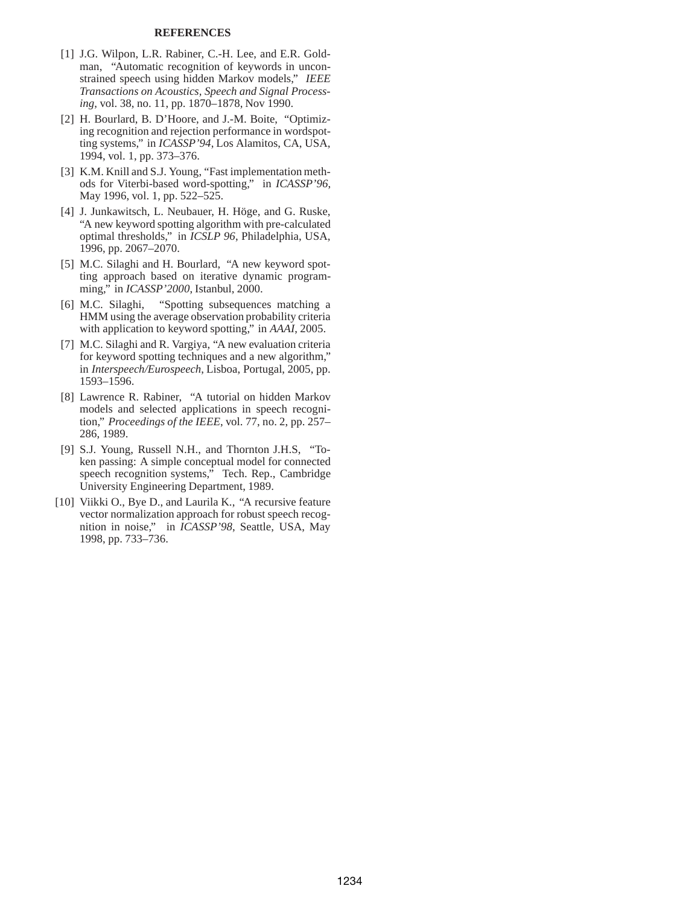**REFERENCES**

[1] J.G. Wilpon, L.R. Rabiner, C.-H. Lee, and E.R. Goldman, "Automatic recognition of keywords in unconstrained speech using hidden Markov models," *IEEE Transactions on Acoustics, Speech and Signal Processing*, vol. 38, no. 11, pp. 1870–1878, Nov 1990.

[2] H. Bourlard, B. D'Hoore, and J.-M. Boite, "Optimizing recognition and rejection performance in wordspotting systems," in *ICASSP'94*, Los Alamitos, CA, USA, 1994, vol. 1, pp. 373–376.

[3] K.M. Knill and S.J. Young, "Fast implementation methods for Viterbi-based word-spotting," in *ICASSP'96*, May 1996, vol. 1, pp. 522–525.

[4] J. Junkawitsch, L. Neubauer, H. Höge, and G. Ruske, "A new keyword spotting algorithm with pre-calculated optimal thresholds," in *ICSLP 96*, Philadelphia, USA, 1996, pp. 2067–2070.

[5] M.C. Silaghi and H. Bourlard, "A new keyword spotting approach based on iterative dynamic programming," in *ICASSP'2000*, Istanbul, 2000.

[6] M.C. Silaghi, "Spotting subsequences matching a HMM using the average observation probability criteria with application to keyword spotting," in *AAAI*, 2005.

[7] M.C. Silaghi and R. Vargiya, "A new evaluation criteria for keyword spotting techniques and a new algorithm," in *Interspeech/Eurospeech*, Lisboa, Portugal, 2005, pp. 1593–1596.

[8] Lawrence R. Rabiner, "A tutorial on hidden Markov models and selected applications in speech recognition," *Proceedings of the IEEE*, vol. 77, no. 2, pp. 257–286, 1989.

[9] S.J. Young, Russell N.H., and Thornton J.H.S, "Token passing: A simple conceptual model for connected speech recognition systems," Tech. Rep., Cambridge University Engineering Department, 1989.

[10] Viikki O., Bye D., and Laurila K., "A recursive feature vector normalization approach for robust speech recognition in noise," in *ICASSP'98*, Seattle, USA, May 1998, pp. 733–736.